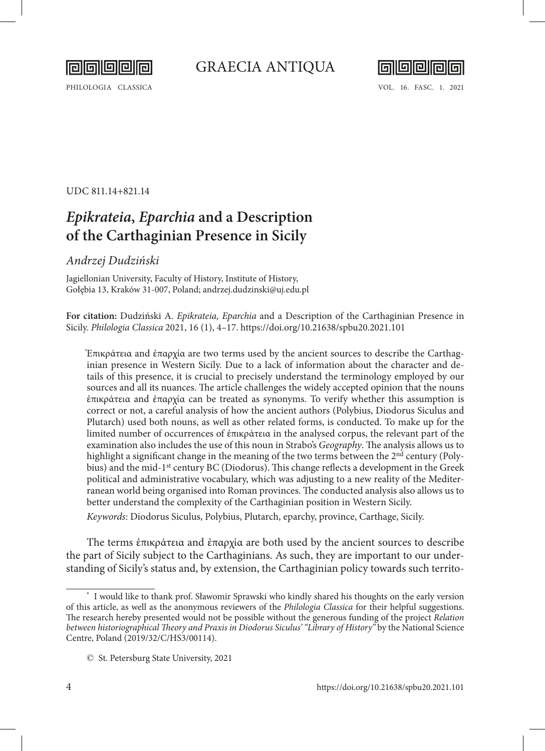UDC 811.14+821.14

# *Epikrateia*, *Eparchia* and a Description of the Carthaginian Presence in Sicily

*Andrzej Dudziński*

Jagiellonian University, Faculty of History, Institute of History,
Gołębia 13, Kraków 31-007, Poland; andrzej.dudzinski@uj.edu.pl

**For citation:** Dudziński A. *Epikrateia, Eparchia* and a Description of the Carthaginian Presence in Sicily. *Philologia Classica* 2021, 16 (1), 4–17. https://doi.org/10.21638/spbu20.2021.101

> Ἐπικράτεια and ἐπαρχία are two terms used by the ancient sources to describe the Carthaginian presence in Western Sicily. Due to a lack of information about the character and details of this presence, it is crucial to precisely understand the terminology employed by our sources and all its nuances. The article challenges the widely accepted opinion that the nouns ἐπικράτεια and ἐπαρχία can be treated as synonyms. To verify whether this assumption is correct or not, a careful analysis of how the ancient authors (Polybius, Diodorus Siculus and Plutarch) used both nouns, as well as other related forms, is conducted. To make up for the limited number of occurrences of ἐπικράτεια in the analysed corpus, the relevant part of the examination also includes the use of this noun in Strabo's *Geography*. The analysis allows us to highlight a significant change in the meaning of the two terms between the 2nd century (Polybius) and the mid-1st century BC (Diodorus). This change reflects a development in the Greek political and administrative vocabulary, which was adjusting to a new reality of the Mediterranean world being organised into Roman provinces. The conducted analysis also allows us to better understand the complexity of the Carthaginian position in Western Sicily.
>
> *Keywords*: Diodorus Siculus, Polybius, Plutarch, eparchy, province, Carthage, Sicily.

The terms ἐπικράτεια and ἐπαρχία are both used by the ancient sources to describe the part of Sicily subject to the Carthaginians. As such, they are important to our understanding of Sicily's status and, by extension, the Carthaginian policy towards such territo-

---

[*] I would like to thank prof. Sławomir Sprawski who kindly shared his thoughts on the early version of this article, as well as the anonymous reviewers of the *Philologia Classica* for their helpful suggestions. The research hereby presented would not be possible without the generous funding of the project *Relation between historiographical Theory and Praxis in Diodorus Siculus' "Library of History"* by the National Science Centre, Poland (2019/32/C/HS3/00114).

© St. Petersburg State University, 2021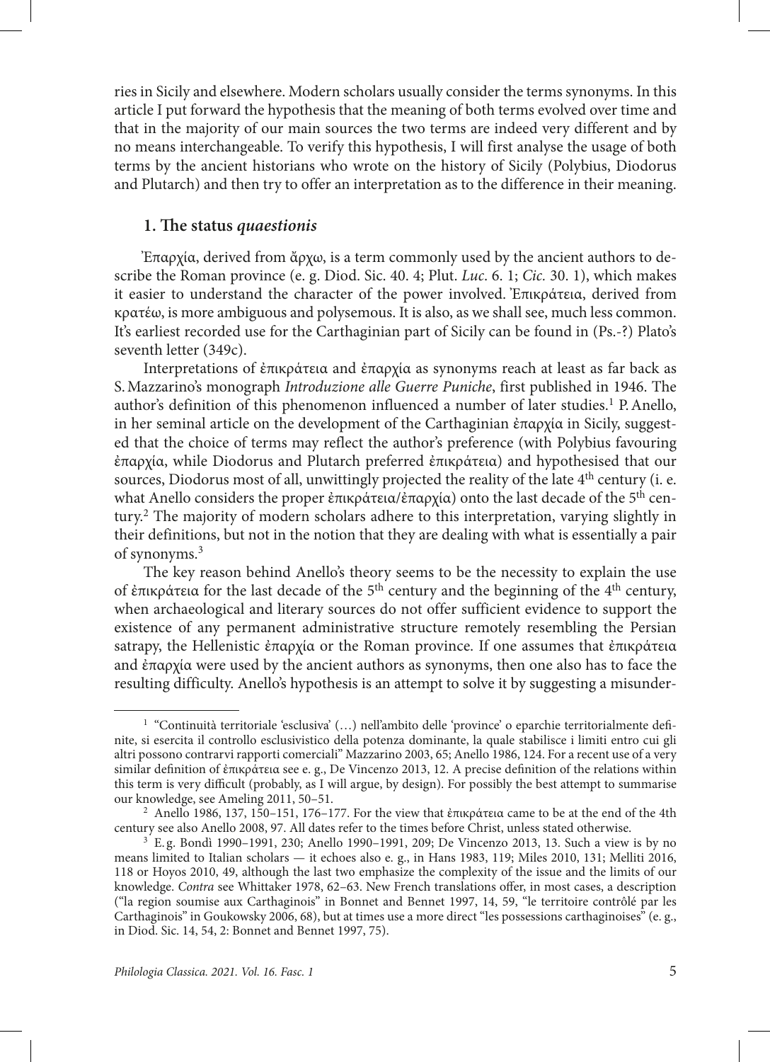ries in Sicily and elsewhere. Modern scholars usually consider the terms synonyms. In this article I put forward the hypothesis that the meaning of both terms evolved over time and that in the majority of our main sources the two terms are indeed very different and by no means interchangeable. To verify this hypothesis, I will first analyse the usage of both terms by the ancient historians who wrote on the history of Sicily (Polybius, Diodorus and Plutarch) and then try to offer an interpretation as to the difference in their meaning.

## 1. The status *quaestionis*

Ἐπαρχία, derived from ἄρχω, is a term commonly used by the ancient authors to describe the Roman province (e. g. Diod. Sic. 40. 4; Plut. *Luc.* 6. 1; *Cic.* 30. 1), which makes it easier to understand the character of the power involved. Ἐπικράτεια, derived from κρατέω, is more ambiguous and polysemous. It is also, as we shall see, much less common. It's earliest recorded use for the Carthaginian part of Sicily can be found in (Ps.-?) Plato's seventh letter (349c).

Interpretations of ἐπικράτεια and ἐπαρχία as synonyms reach at least as far back as S. Mazzarino's monograph *Introduzione alle Guerre Puniche*, first published in 1946. The author's definition of this phenomenon influenced a number of later studies.[1] P. Anello, in her seminal article on the development of the Carthaginian ἐπαρχία in Sicily, suggested that the choice of terms may reflect the author's preference (with Polybius favouring ἐπαρχία, while Diodorus and Plutarch preferred ἐπικράτεια) and hypothesised that our sources, Diodorus most of all, unwittingly projected the reality of the late 4th century (i. e. what Anello considers the proper ἐπικράτεια/ἐπαρχία) onto the last decade of the 5th century.[2] The majority of modern scholars adhere to this interpretation, varying slightly in their definitions, but not in the notion that they are dealing with what is essentially a pair of synonyms.[3]

The key reason behind Anello's theory seems to be the necessity to explain the use of ἐπικράτεια for the last decade of the 5th century and the beginning of the 4th century, when archaeological and literary sources do not offer sufficient evidence to support the existence of any permanent administrative structure remotely resembling the Persian satrapy, the Hellenistic ἐπαρχία or the Roman province. If one assumes that ἐπικράτεια and ἐπαρχία were used by the ancient authors as synonyms, then one also has to face the resulting difficulty. Anello's hypothesis is an attempt to solve it by suggesting a misunder-

---

[1] "Continuità territoriale 'esclusiva' (…) nell'ambito delle 'province' o eparchie territorialmente definite, si esercita il controllo esclusivistico della potenza dominante, la quale stabilisce i limiti entro cui gli altri possono contrarvi rapporti commerciali" Mazzarino 2003, 65; Anello 1986, 124. For a recent use of a very similar definition of ἐπικράτεια see e. g., De Vincenzo 2013, 12. A precise definition of the relations within this term is very difficult (probably, as I will argue, by design). For possibly the best attempt to summarise our knowledge, see Ameling 2011, 50–51.

[2] Anello 1986, 137, 150–151, 176–177. For the view that ἐπικράτεια came to be at the end of the 4th century see also Anello 2008, 97. All dates refer to the times before Christ, unless stated otherwise.

[3] E. g. Bondì 1990–1991, 230; Anello 1990–1991, 209; De Vincenzo 2013, 13. Such a view is by no means limited to Italian scholars — it echoes also e. g., in Hans 1983, 119; Miles 2010, 131; Melliti 2016, 118 or Hoyos 2010, 49, although the last two emphasize the complexity of the issue and the limits of our knowledge. *Contra* see Whittaker 1978, 62–63. New French translations offer, in most cases, a description ("la region soumise aux Carthaginois" in Bonnet and Bennet 1997, 14, 59, "le territoire contrôlé par les Carthaginois" in Goukowsky 2006, 68), but at times use a more direct "les possessions carthaginoises" (e. g., in Diod. Sic. 14, 54, 2: Bonnet and Bennet 1997, 75).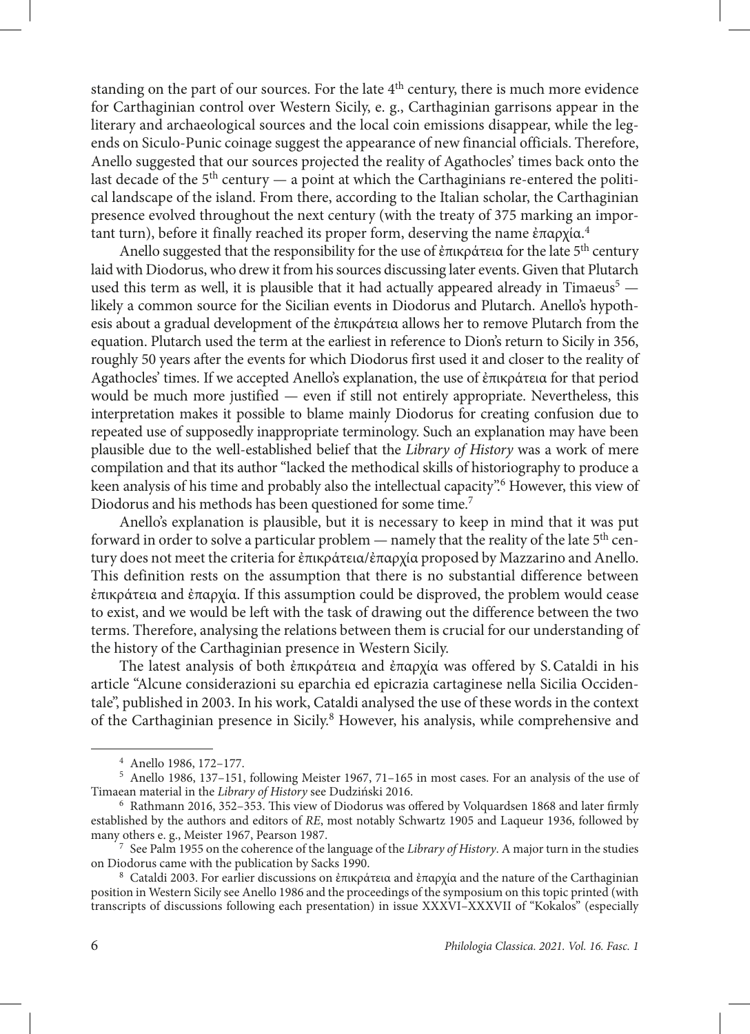standing on the part of our sources. For the late 4th century, there is much more evidence for Carthaginian control over Western Sicily, e. g., Carthaginian garrisons appear in the literary and archaeological sources and the local coin emissions disappear, while the legends on Siculo-Punic coinage suggest the appearance of new financial officials. Therefore, Anello suggested that our sources projected the reality of Agathocles' times back onto the last decade of the 5th century — a point at which the Carthaginians re-entered the political landscape of the island. From there, according to the Italian scholar, the Carthaginian presence evolved throughout the next century (with the treaty of 375 marking an important turn), before it finally reached its proper form, deserving the name ἐπαρχία.[4]

Anello suggested that the responsibility for the use of ἐπικράτεια for the late 5th century laid with Diodorus, who drew it from his sources discussing later events. Given that Plutarch used this term as well, it is plausible that it had actually appeared already in Timaeus[5] — likely a common source for the Sicilian events in Diodorus and Plutarch. Anello's hypothesis about a gradual development of the ἐπικράτεια allows her to remove Plutarch from the equation. Plutarch used the term at the earliest in reference to Dion's return to Sicily in 356, roughly 50 years after the events for which Diodorus first used it and closer to the reality of Agathocles' times. If we accepted Anello's explanation, the use of ἐπικράτεια for that period would be much more justified — even if still not entirely appropriate. Nevertheless, this interpretation makes it possible to blame mainly Diodorus for creating confusion due to repeated use of supposedly inappropriate terminology. Such an explanation may have been plausible due to the well-established belief that the *Library of History* was a work of mere compilation and that its author "lacked the methodical skills of historiography to produce a keen analysis of his time and probably also the intellectual capacity".[6] However, this view of Diodorus and his methods has been questioned for some time.[7]

Anello's explanation is plausible, but it is necessary to keep in mind that it was put forward in order to solve a particular problem — namely that the reality of the late 5th century does not meet the criteria for ἐπικράτεια/ἐπαρχία proposed by Mazzarino and Anello. This definition rests on the assumption that there is no substantial difference between ἐπικράτεια and ἐπαρχία. If this assumption could be disproved, the problem would cease to exist, and we would be left with the task of drawing out the difference between the two terms. Therefore, analysing the relations between them is crucial for our understanding of the history of the Carthaginian presence in Western Sicily.

The latest analysis of both ἐπικράτεια and ἐπαρχία was offered by S. Cataldi in his article "Alcune considerazioni su eparchia ed epicrazia cartaginese nella Sicilia Occidentale", published in 2003. In his work, Cataldi analysed the use of these words in the context of the Carthaginian presence in Sicily.[8] However, his analysis, while comprehensive and

---

[4] Anello 1986, 172–177.

[5] Anello 1986, 137–151, following Meister 1967, 71–165 in most cases. For an analysis of the use of Timaean material in the *Library of History* see Dudziński 2016.

[6] Rathmann 2016, 352–353. This view of Diodorus was offered by Volquardsen 1868 and later firmly established by the authors and editors of *RE*, most notably Schwartz 1905 and Laqueur 1936, followed by many others e. g., Meister 1967, Pearson 1987.

[7] See Palm 1955 on the coherence of the language of the *Library of History*. A major turn in the studies on Diodorus came with the publication by Sacks 1990.

[8] Cataldi 2003. For earlier discussions on ἐπικράτεια and ἐπαρχία and the nature of the Carthaginian position in Western Sicily see Anello 1986 and the proceedings of the symposium on this topic printed (with transcripts of discussions following each presentation) in issue XXXVI–XXXVII of "Kokalos" (especially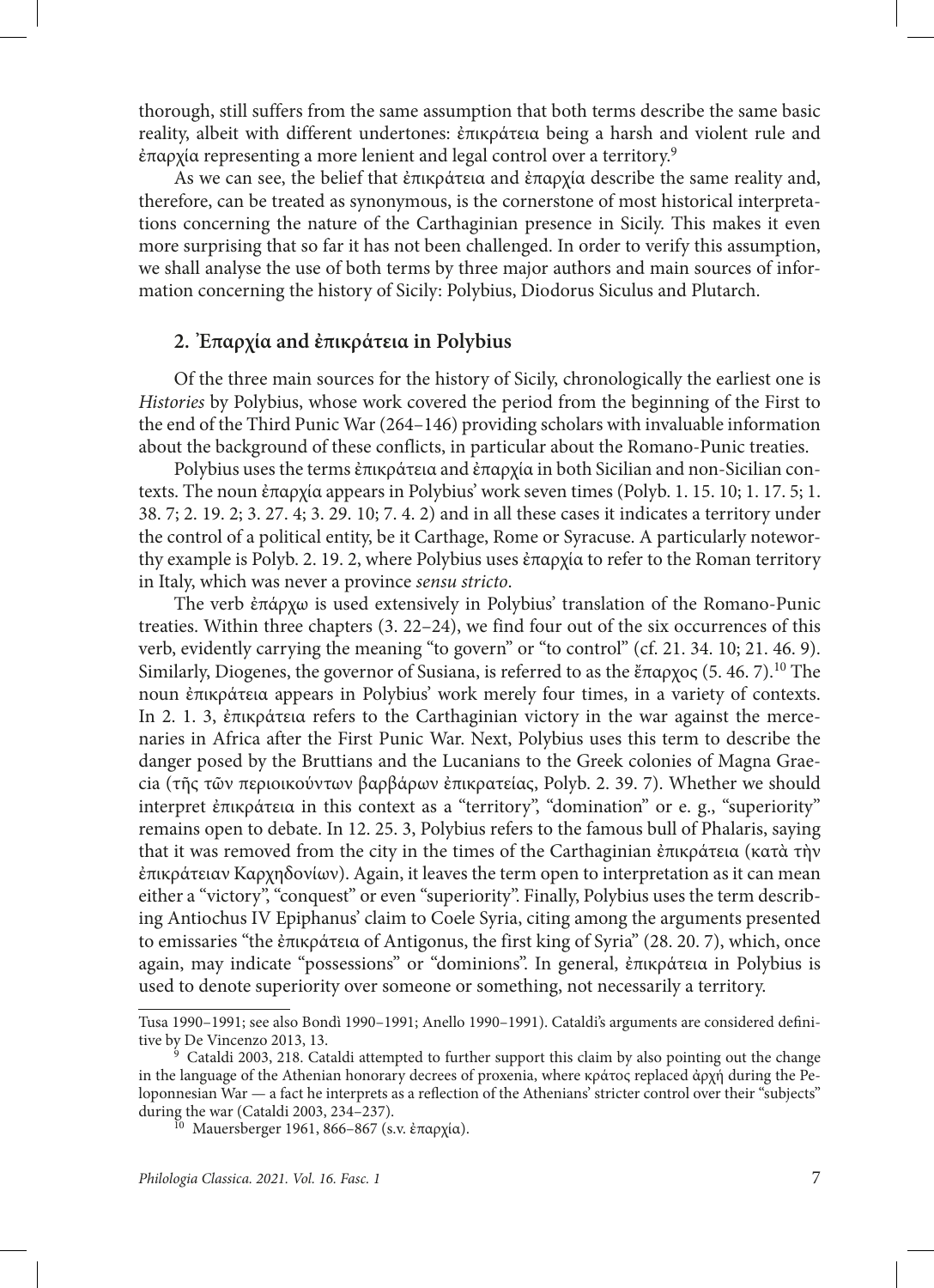thorough, still suffers from the same assumption that both terms describe the same basic reality, albeit with different undertones: ἐπικράτεια being a harsh and violent rule and ἐπαρχία representing a more lenient and legal control over a territory.[9]

As we can see, the belief that ἐπικράτεια and ἐπαρχία describe the same reality and, therefore, can be treated as synonymous, is the cornerstone of most historical interpretations concerning the nature of the Carthaginian presence in Sicily. This makes it even more surprising that so far it has not been challenged. In order to verify this assumption, we shall analyse the use of both terms by three major authors and main sources of information concerning the history of Sicily: Polybius, Diodorus Siculus and Plutarch.

## 2. Ἐπαρχία and ἐπικράτεια in Polybius

Of the three main sources for the history of Sicily, chronologically the earliest one is *Histories* by Polybius, whose work covered the period from the beginning of the First to the end of the Third Punic War (264–146) providing scholars with invaluable information about the background of these conflicts, in particular about the Romano-Punic treaties.

Polybius uses the terms ἐπικράτεια and ἐπαρχία in both Sicilian and non-Sicilian contexts. The noun ἐπαρχία appears in Polybius' work seven times (Polyb. 1. 15. 10; 1. 17. 5; 1. 38. 7; 2. 19. 2; 3. 27. 4; 3. 29. 10; 7. 4. 2) and in all these cases it indicates a territory under the control of a political entity, be it Carthage, Rome or Syracuse. A particularly noteworthy example is Polyb. 2. 19. 2, where Polybius uses ἐπαρχία to refer to the Roman territory in Italy, which was never a province *sensu stricto*.

The verb ἐπάρχω is used extensively in Polybius' translation of the Romano-Punic treaties. Within three chapters (3. 22–24), we find four out of the six occurrences of this verb, evidently carrying the meaning "to govern" or "to control" (cf. 21. 34. 10; 21. 46. 9). Similarly, Diogenes, the governor of Susiana, is referred to as the ἔπαρχος (5. 46. 7).[10] The noun ἐπικράτεια appears in Polybius' work merely four times, in a variety of contexts. In 2. 1. 3, ἐπικράτεια refers to the Carthaginian victory in the war against the mercenaries in Africa after the First Punic War. Next, Polybius uses this term to describe the danger posed by the Bruttians and the Lucanians to the Greek colonies of Magna Graecia (τῆς τῶν περιοικούντων βαρβάρων ἐπικρατείας, Polyb. 2. 39. 7). Whether we should interpret ἐπικράτεια in this context as a "territory", "domination" or e. g., "superiority" remains open to debate. In 12. 25. 3, Polybius refers to the famous bull of Phalaris, saying that it was removed from the city in the times of the Carthaginian ἐπικράτεια (κατὰ τὴν ἐπικράτειαν Καρχηδονίων). Again, it leaves the term open to interpretation as it can mean either a "victory", "conquest" or even "superiority". Finally, Polybius uses the term describing Antiochus IV Epiphanus' claim to Coele Syria, citing among the arguments presented to emissaries "the ἐπικράτεια of Antigonus, the first king of Syria" (28. 20. 7), which, once again, may indicate "possessions" or "dominions". In general, ἐπικράτεια in Polybius is used to denote superiority over someone or something, not necessarily a territory.

---

Tusa 1990–1991; see also Bondì 1990–1991; Anello 1990–1991). Cataldi's arguments are considered definitive by De Vincenzo 2013, 13.

[9] Cataldi 2003, 218. Cataldi attempted to further support this claim by also pointing out the change in the language of the Athenian honorary decrees of proxenia, where κράτος replaced ἀρχή during the Peloponnesian War — a fact he interprets as a reflection of the Athenians' stricter control over their "subjects" during the war (Cataldi 2003, 234–237).

[10] Mauersberger 1961, 866–867 (s.v. ἐπαρχία).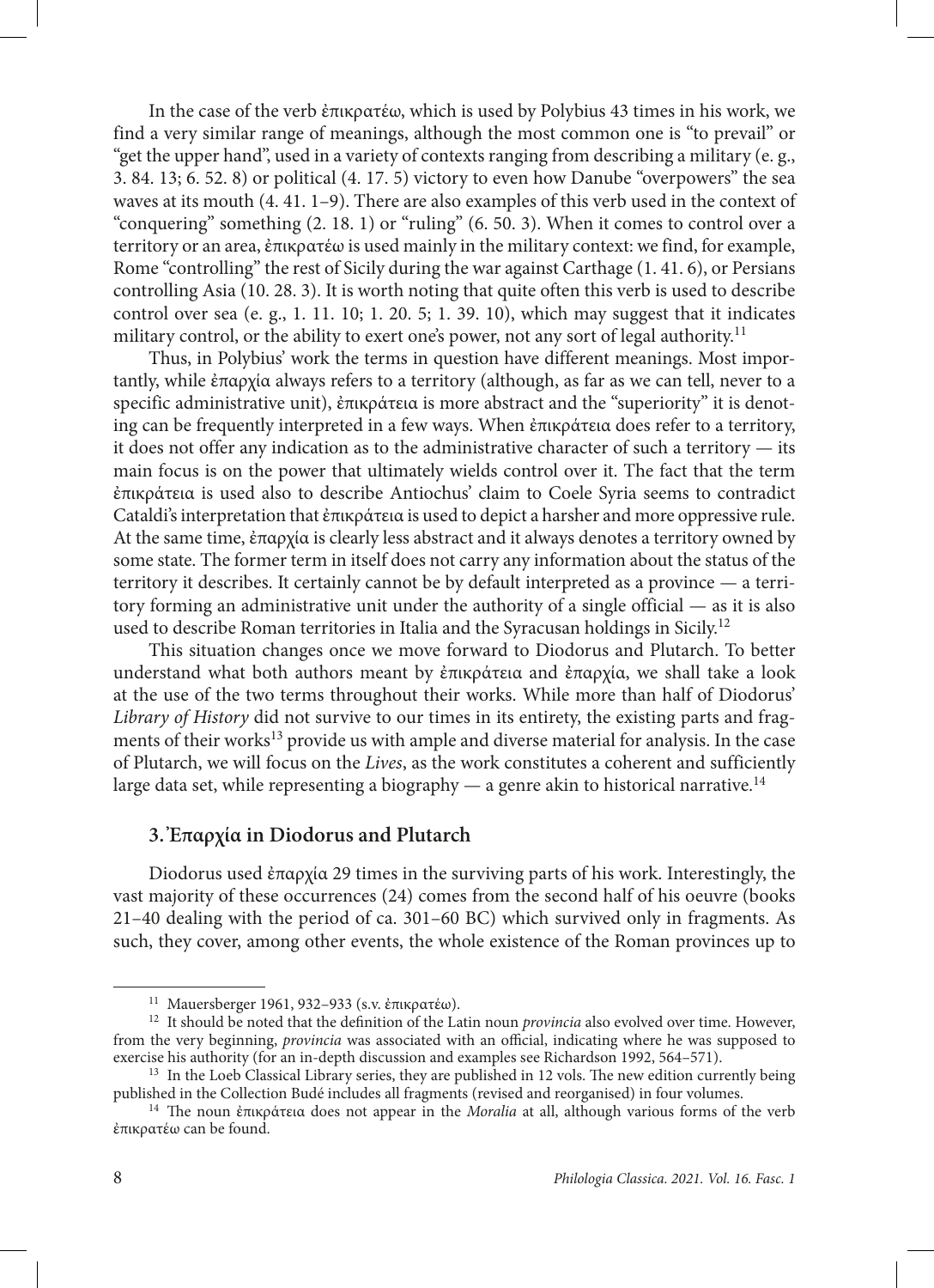In the case of the verb ἐπικρατέω, which is used by Polybius 43 times in his work, we find a very similar range of meanings, although the most common one is "to prevail" or "get the upper hand", used in a variety of contexts ranging from describing a military (e. g., 3. 84. 13; 6. 52. 8) or political (4. 17. 5) victory to even how Danube "overpowers" the sea waves at its mouth (4. 41. 1–9). There are also examples of this verb used in the context of "conquering" something (2. 18. 1) or "ruling" (6. 50. 3). When it comes to control over a territory or an area, ἐπικρατέω is used mainly in the military context: we find, for example, Rome "controlling" the rest of Sicily during the war against Carthage (1. 41. 6), or Persians controlling Asia (10. 28. 3). It is worth noting that quite often this verb is used to describe control over sea (e. g., 1. 11. 10; 1. 20. 5; 1. 39. 10), which may suggest that it indicates military control, or the ability to exert one's power, not any sort of legal authority.[11]

Thus, in Polybius' work the terms in question have different meanings. Most importantly, while ἐπαρχία always refers to a territory (although, as far as we can tell, never to a specific administrative unit), ἐπικράτεια is more abstract and the "superiority" it is denoting can be frequently interpreted in a few ways. When ἐπικράτεια does refer to a territory, it does not offer any indication as to the administrative character of such a territory — its main focus is on the power that ultimately wields control over it. The fact that the term ἐπικράτεια is used also to describe Antiochus' claim to Coele Syria seems to contradict Cataldi's interpretation that ἐπικράτεια is used to depict a harsher and more oppressive rule. At the same time, ἐπαρχία is clearly less abstract and it always denotes a territory owned by some state. The former term in itself does not carry any information about the status of the territory it describes. It certainly cannot be by default interpreted as a province — a territory forming an administrative unit under the authority of a single official — as it is also used to describe Roman territories in Italia and the Syracusan holdings in Sicily.[12]

This situation changes once we move forward to Diodorus and Plutarch. To better understand what both authors meant by ἐπικράτεια and ἐπαρχία, we shall take a look at the use of the two terms throughout their works. While more than half of Diodorus' *Library of History* did not survive to our times in its entirety, the existing parts and fragments of their works[13] provide us with ample and diverse material for analysis. In the case of Plutarch, we will focus on the *Lives*, as the work constitutes a coherent and sufficiently large data set, while representing a biography — a genre akin to historical narrative.[14]

## 3. Ἐπαρχία in Diodorus and Plutarch

Diodorus used ἐπαρχία 29 times in the surviving parts of his work. Interestingly, the vast majority of these occurrences (24) comes from the second half of his oeuvre (books 21–40 dealing with the period of ca. 301–60 BC) which survived only in fragments. As such, they cover, among other events, the whole existence of the Roman provinces up to

---

[11] Mauersberger 1961, 932–933 (s.v. ἐπικρατέω).

[12] It should be noted that the definition of the Latin noun *provincia* also evolved over time. However, from the very beginning, *provincia* was associated with an official, indicating where he was supposed to exercise his authority (for an in-depth discussion and examples see Richardson 1992, 564–571).

[13] In the Loeb Classical Library series, they are published in 12 vols. The new edition currently being published in the Collection Budé includes all fragments (revised and reorganised) in four volumes.

[14] The noun ἐπικράτεια does not appear in the *Moralia* at all, although various forms of the verb ἐπικρατέω can be found.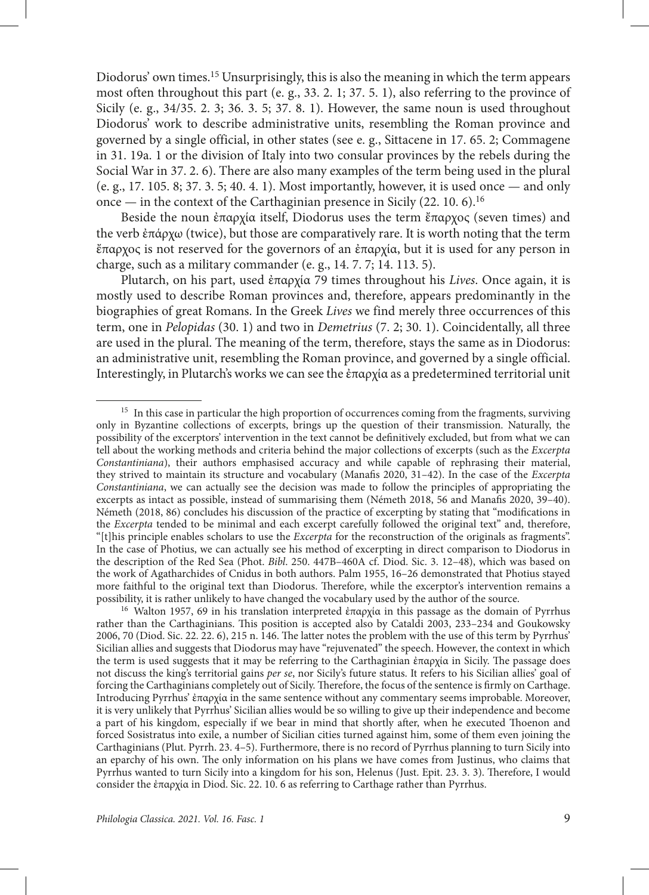Diodorus' own times.[15] Unsurprisingly, this is also the meaning in which the term appears most often throughout this part (e. g., 33. 2. 1; 37. 5. 1), also referring to the province of Sicily (e. g., 34/35. 2. 3; 36. 3. 5; 37. 8. 1). However, the same noun is used throughout Diodorus' work to describe administrative units, resembling the Roman province and governed by a single official, in other states (see e. g., Sittacene in 17. 65. 2; Commagene in 31. 19a. 1 or the division of Italy into two consular provinces by the rebels during the Social War in 37. 2. 6). There are also many examples of the term being used in the plural (e. g., 17. 105. 8; 37. 3. 5; 40. 4. 1). Most importantly, however, it is used once — and only once — in the context of the Carthaginian presence in Sicily (22. 10. 6).[16]

Beside the noun ἐπαρχία itself, Diodorus uses the term ἔπαρχος (seven times) and the verb ἐπάρχω (twice), but those are comparatively rare. It is worth noting that the term ἔπαρχος is not reserved for the governors of an ἐπαρχία, but it is used for any person in charge, such as a military commander (e. g., 14. 7. 7; 14. 113. 5).

Plutarch, on his part, used ἐπαρχία 79 times throughout his *Lives*. Once again, it is mostly used to describe Roman provinces and, therefore, appears predominantly in the biographies of great Romans. In the Greek *Lives* we find merely three occurrences of this term, one in *Pelopidas* (30. 1) and two in *Demetrius* (7. 2; 30. 1). Coincidentally, all three are used in the plural. The meaning of the term, therefore, stays the same as in Diodorus: an administrative unit, resembling the Roman province, and governed by a single official. Interestingly, in Plutarch's works we can see the ἐπαρχία as a predetermined territorial unit

---

[15] In this case in particular the high proportion of occurrences coming from the fragments, surviving only in Byzantine collections of excerpts, brings up the question of their transmission. Naturally, the possibility of the excerptors' intervention in the text cannot be definitively excluded, but from what we can tell about the working methods and criteria behind the major collections of excerpts (such as the *Excerpta Constantiniana*), their authors emphasised accuracy and while capable of rephrasing their material, they strived to maintain its structure and vocabulary (Manafis 2020, 31–42). In the case of the *Excerpta Constantiniana*, we can actually see the decision was made to follow the principles of appropriating the excerpts as intact as possible, instead of summarising them (Németh 2018, 56 and Manafis 2020, 39–40). Németh (2018, 86) concludes his discussion of the practice of excerpting by stating that "modifications in the *Excerpta* tended to be minimal and each excerpt carefully followed the original text" and, therefore, "[t]his principle enables scholars to use the *Excerpta* for the reconstruction of the originals as fragments". In the case of Photius, we can actually see his method of excerpting in direct comparison to Diodorus in the description of the Red Sea (Phot. *Bibl*. 250. 447B–460A cf. Diod. Sic. 3. 12–48), which was based on the work of Agatharchides of Cnidus in both authors. Palm 1955, 16–26 demonstrated that Photius stayed more faithful to the original text than Diodorus. Therefore, while the excerptor's intervention remains a possibility, it is rather unlikely to have changed the vocabulary used by the author of the source.

[16] Walton 1957, 69 in his translation interpreted ἐπαρχία in this passage as the domain of Pyrrhus rather than the Carthaginians. This position is accepted also by Cataldi 2003, 233–234 and Goukowsky 2006, 70 (Diod. Sic. 22. 22. 6), 215 n. 146. The latter notes the problem with the use of this term by Pyrrhus' Sicilian allies and suggests that Diodorus may have "rejuvenated" the speech. However, the context in which the term is used suggests that it may be referring to the Carthaginian ἐπαρχία in Sicily. The passage does not discuss the king's territorial gains *per se*, nor Sicily's future status. It refers to his Sicilian allies' goal of forcing the Carthaginians completely out of Sicily. Therefore, the focus of the sentence is firmly on Carthage. Introducing Pyrrhus' ἐπαρχία in the same sentence without any commentary seems improbable. Moreover, it is very unlikely that Pyrrhus' Sicilian allies would be so willing to give up their independence and become a part of his kingdom, especially if we bear in mind that shortly after, when he executed Thoenon and forced Sosistratus into exile, a number of Sicilian cities turned against him, some of them even joining the Carthaginians (Plut. Pyrrh. 23. 4–5). Furthermore, there is no record of Pyrrhus planning to turn Sicily into an eparchy of his own. The only information on his plans we have comes from Justinus, who claims that Pyrrhus wanted to turn Sicily into a kingdom for his son, Helenus (Just. Epit. 23. 3. 3). Therefore, I would consider the ἐπαρχία in Diod. Sic. 22. 10. 6 as referring to Carthage rather than Pyrrhus.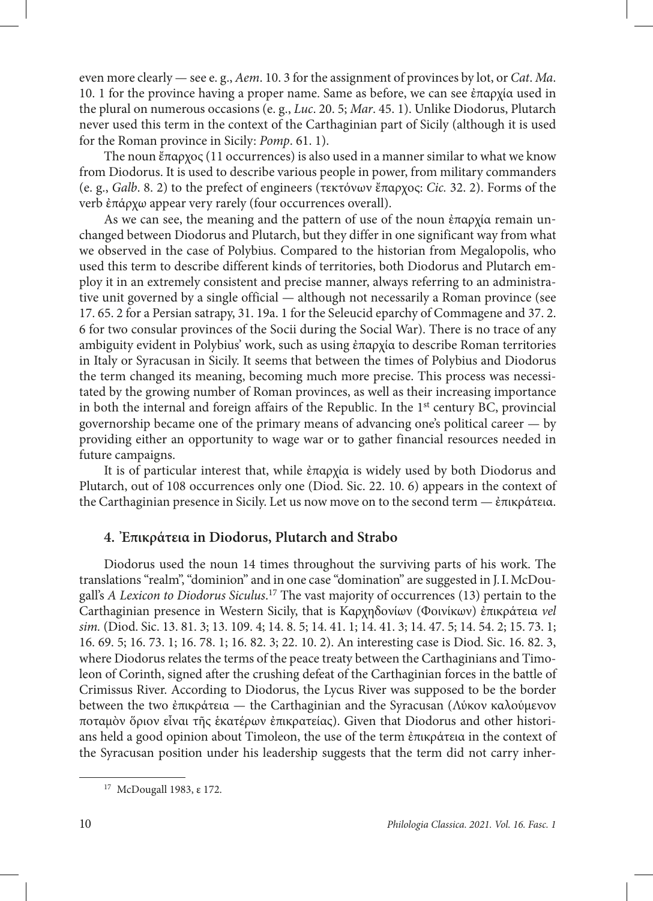even more clearly — see e. g., *Aem*. 10. 3 for the assignment of provinces by lot, or *Cat*. *Ma*. 10. 1 for the province having a proper name. Same as before, we can see ἐπαρχία used in the plural on numerous occasions (e. g., *Luc*. 20. 5; *Mar*. 45. 1). Unlike Diodorus, Plutarch never used this term in the context of the Carthaginian part of Sicily (although it is used for the Roman province in Sicily: *Pomp*. 61. 1).

The noun ἔπαρχος (11 occurrences) is also used in a manner similar to what we know from Diodorus. It is used to describe various people in power, from military commanders (e. g., *Galb*. 8. 2) to the prefect of engineers (τεκτόνων ἔπαρχος: *Cic.* 32. 2). Forms of the verb ἐπάρχω appear very rarely (four occurrences overall).

As we can see, the meaning and the pattern of use of the noun ἐπαρχία remain unchanged between Diodorus and Plutarch, but they differ in one significant way from what we observed in the case of Polybius. Compared to the historian from Megalopolis, who used this term to describe different kinds of territories, both Diodorus and Plutarch employ it in an extremely consistent and precise manner, always referring to an administrative unit governed by a single official — although not necessarily a Roman province (see 17. 65. 2 for a Persian satrapy, 31. 19a. 1 for the Seleucid eparchy of Commagene and 37. 2. 6 for two consular provinces of the Socii during the Social War). There is no trace of any ambiguity evident in Polybius' work, such as using ἐπαρχία to describe Roman territories in Italy or Syracusan in Sicily. It seems that between the times of Polybius and Diodorus the term changed its meaning, becoming much more precise. This process was necessitated by the growing number of Roman provinces, as well as their increasing importance in both the internal and foreign affairs of the Republic. In the 1st century BC, provincial governorship became one of the primary means of advancing one's political career — by providing either an opportunity to wage war or to gather financial resources needed in future campaigns.

It is of particular interest that, while ἐπαρχία is widely used by both Diodorus and Plutarch, out of 108 occurrences only one (Diod. Sic. 22. 10. 6) appears in the context of the Carthaginian presence in Sicily. Let us now move on to the second term — ἐπικράτεια.

## 4. Ἐπικράτεια in Diodorus, Plutarch and Strabo

Diodorus used the noun 14 times throughout the surviving parts of his work. The translations "realm", "dominion" and in one case "domination" are suggested in J. I. McDougall's *A Lexicon to Diodorus Siculus*.[17] The vast majority of occurrences (13) pertain to the Carthaginian presence in Western Sicily, that is Καρχηδονίων (Φοινίκων) ἐπικράτεια *vel sim*. (Diod. Sic. 13. 81. 3; 13. 109. 4; 14. 8. 5; 14. 41. 1; 14. 41. 3; 14. 47. 5; 14. 54. 2; 15. 73. 1; 16. 69. 5; 16. 73. 1; 16. 78. 1; 16. 82. 3; 22. 10. 2). An interesting case is Diod. Sic. 16. 82. 3, where Diodorus relates the terms of the peace treaty between the Carthaginians and Timoleon of Corinth, signed after the crushing defeat of the Carthaginian forces in the battle of Crimissus River. According to Diodorus, the Lycus River was supposed to be the border between the two ἐπικράτεια — the Carthaginian and the Syracusan (Λύκον καλούμενον ποταμὸν ὅριον εἶναι τῆς ἑκατέρων ἐπικρατείας). Given that Diodorus and other historians held a good opinion about Timoleon, the use of the term ἐπικράτεια in the context of the Syracusan position under his leadership suggests that the term did not carry inher-

[17] McDougall 1983, ε 172.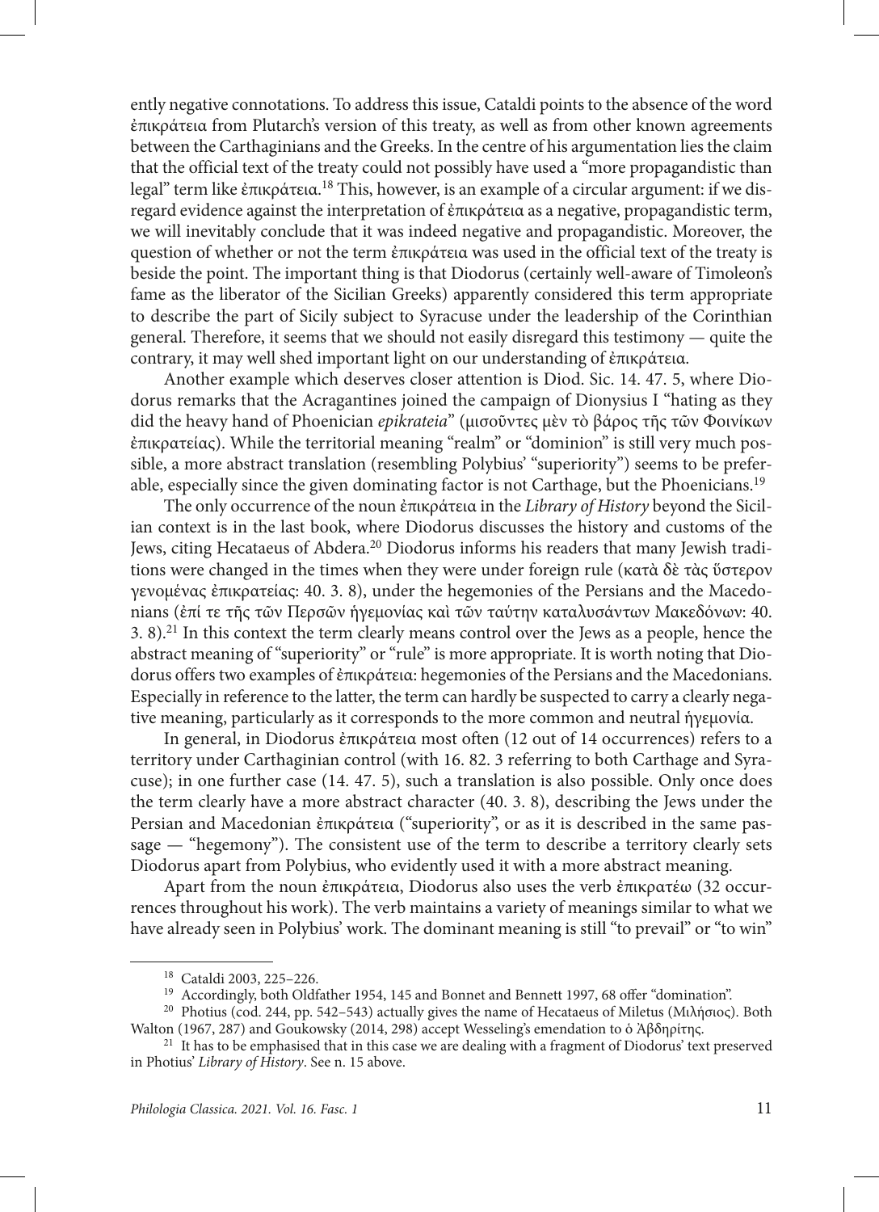ently negative connotations. To address this issue, Cataldi points to the absence of the word ἐπικράτεια from Plutarch's version of this treaty, as well as from other known agreements between the Carthaginians and the Greeks. In the centre of his argumentation lies the claim that the official text of the treaty could not possibly have used a "more propagandistic than legal" term like ἐπικράτεια.[18] This, however, is an example of a circular argument: if we disregard evidence against the interpretation of ἐπικράτεια as a negative, propagandistic term, we will inevitably conclude that it was indeed negative and propagandistic. Moreover, the question of whether or not the term ἐπικράτεια was used in the official text of the treaty is beside the point. The important thing is that Diodorus (certainly well-aware of Timoleon's fame as the liberator of the Sicilian Greeks) apparently considered this term appropriate to describe the part of Sicily subject to Syracuse under the leadership of the Corinthian general. Therefore, it seems that we should not easily disregard this testimony — quite the contrary, it may well shed important light on our understanding of ἐπικράτεια.

Another example which deserves closer attention is Diod. Sic. 14. 47. 5, where Diodorus remarks that the Acragantines joined the campaign of Dionysius I "hating as they did the heavy hand of Phoenician *epikrateia*" (μισοῦντες μὲν τὸ βάρος τῆς τῶν Φοινίκων ἐπικρατείας). While the territorial meaning "realm" or "dominion" is still very much possible, a more abstract translation (resembling Polybius' "superiority") seems to be preferable, especially since the given dominating factor is not Carthage, but the Phoenicians.[19]

The only occurrence of the noun ἐπικράτεια in the *Library of History* beyond the Sicilian context is in the last book, where Diodorus discusses the history and customs of the Jews, citing Hecataeus of Abdera.[20] Diodorus informs his readers that many Jewish traditions were changed in the times when they were under foreign rule (κατὰ δὲ τὰς ὕστερον γενομένας ἐπικρατείας: 40. 3. 8), under the hegemonies of the Persians and the Macedonians (ἐπί τε τῆς τῶν Περσῶν ἡγεμονίας καὶ τῶν ταύτην καταλυσάντων Μακεδόνων: 40. 3. 8).[21] In this context the term clearly means control over the Jews as a people, hence the abstract meaning of "superiority" or "rule" is more appropriate. It is worth noting that Diodorus offers two examples of ἐπικράτεια: hegemonies of the Persians and the Macedonians. Especially in reference to the latter, the term can hardly be suspected to carry a clearly negative meaning, particularly as it corresponds to the more common and neutral ἡγεμονία.

In general, in Diodorus ἐπικράτεια most often (12 out of 14 occurrences) refers to a territory under Carthaginian control (with 16. 82. 3 referring to both Carthage and Syracuse); in one further case (14. 47. 5), such a translation is also possible. Only once does the term clearly have a more abstract character (40. 3. 8), describing the Jews under the Persian and Macedonian ἐπικράτεια ("superiority", or as it is described in the same passage — "hegemony"). The consistent use of the term to describe a territory clearly sets Diodorus apart from Polybius, who evidently used it with a more abstract meaning.

Apart from the noun ἐπικράτεια, Diodorus also uses the verb ἐπικρατέω (32 occurrences throughout his work). The verb maintains a variety of meanings similar to what we have already seen in Polybius' work. The dominant meaning is still "to prevail" or "to win"

---

[18] Cataldi 2003, 225–226.

[19] Accordingly, both Oldfather 1954, 145 and Bonnet and Bennett 1997, 68 offer "domination".

[20] Photius (cod. 244, pp. 542–543) actually gives the name of Hecataeus of Miletus (Μιλήσιος). Both Walton (1967, 287) and Goukowsky (2014, 298) accept Wesseling's emendation to ὁ Ἀβδηρίτης.

[21] It has to be emphasised that in this case we are dealing with a fragment of Diodorus' text preserved in Photius' *Library of History*. See n. 15 above.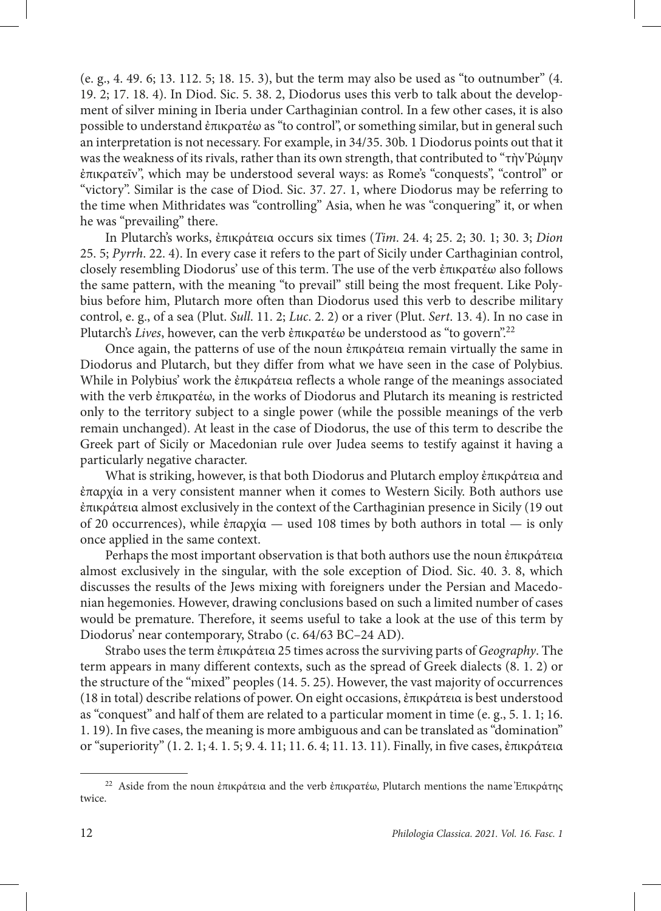(e. g., 4. 49. 6; 13. 112. 5; 18. 15. 3), but the term may also be used as "to outnumber" (4. 19. 2; 17. 18. 4). In Diod. Sic. 5. 38. 2, Diodorus uses this verb to talk about the development of silver mining in Iberia under Carthaginian control. In a few other cases, it is also possible to understand ἐπικρατέω as "to control", or something similar, but in general such an interpretation is not necessary. For example, in 34/35. 30b. 1 Diodorus points out that it was the weakness of its rivals, rather than its own strength, that contributed to "τὴν Ῥώμην ἐπικρατεῖν", which may be understood several ways: as Rome's "conquests", "control" or "victory". Similar is the case of Diod. Sic. 37. 27. 1, where Diodorus may be referring to the time when Mithridates was "controlling" Asia, when he was "conquering" it, or when he was "prevailing" there.

In Plutarch's works, ἐπικράτεια occurs six times (*Tim*. 24. 4; 25. 2; 30. 1; 30. 3; *Dion* 25. 5; *Pyrrh*. 22. 4). In every case it refers to the part of Sicily under Carthaginian control, closely resembling Diodorus' use of this term. The use of the verb ἐπικρατέω also follows the same pattern, with the meaning "to prevail" still being the most frequent. Like Polybius before him, Plutarch more often than Diodorus used this verb to describe military control, e. g., of a sea (Plut. *Sull*. 11. 2; *Luc*. 2. 2) or a river (Plut. *Sert*. 13. 4). In no case in Plutarch's *Lives*, however, can the verb ἐπικρατέω be understood as "to govern".[22]

Once again, the patterns of use of the noun ἐπικράτεια remain virtually the same in Diodorus and Plutarch, but they differ from what we have seen in the case of Polybius. While in Polybius' work the ἐπικράτεια reflects a whole range of the meanings associated with the verb ἐπικρατέω, in the works of Diodorus and Plutarch its meaning is restricted only to the territory subject to a single power (while the possible meanings of the verb remain unchanged). At least in the case of Diodorus, the use of this term to describe the Greek part of Sicily or Macedonian rule over Judea seems to testify against it having a particularly negative character.

What is striking, however, is that both Diodorus and Plutarch employ ἐπικράτεια and ἐπαρχία in a very consistent manner when it comes to Western Sicily. Both authors use ἐπικράτεια almost exclusively in the context of the Carthaginian presence in Sicily (19 out of 20 occurrences), while ἐπαρχία — used 108 times by both authors in total — is only once applied in the same context.

Perhaps the most important observation is that both authors use the noun ἐπικράτεια almost exclusively in the singular, with the sole exception of Diod. Sic. 40. 3. 8, which discusses the results of the Jews mixing with foreigners under the Persian and Macedonian hegemonies. However, drawing conclusions based on such a limited number of cases would be premature. Therefore, it seems useful to take a look at the use of this term by Diodorus' near contemporary, Strabo (c. 64/63 BC–24 AD).

Strabo uses the term ἐπικράτεια 25 times across the surviving parts of *Geography*. The term appears in many different contexts, such as the spread of Greek dialects (8. 1. 2) or the structure of the "mixed" peoples (14. 5. 25). However, the vast majority of occurrences (18 in total) describe relations of power. On eight occasions, ἐπικράτεια is best understood as "conquest" and half of them are related to a particular moment in time (e. g., 5. 1. 1; 16. 1. 19). In five cases, the meaning is more ambiguous and can be translated as "domination" or "superiority" (1. 2. 1; 4. 1. 5; 9. 4. 11; 11. 6. 4; 11. 13. 11). Finally, in five cases, ἐπικράτεια

---

[22] Aside from the noun ἐπικράτεια and the verb ἐπικρατέω, Plutarch mentions the name Ἐπικράτης twice.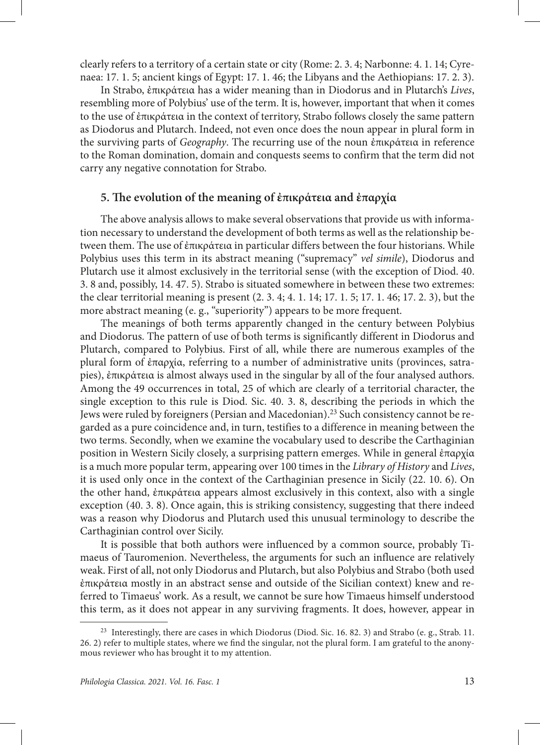clearly refers to a territory of a certain state or city (Rome: 2. 3. 4; Narbonne: 4. 1. 14; Cyrenaea: 17. 1. 5; ancient kings of Egypt: 17. 1. 46; the Libyans and the Aethiopians: 17. 2. 3).

In Strabo, ἐπικράτεια has a wider meaning than in Diodorus and in Plutarch's *Lives*, resembling more of Polybius' use of the term. It is, however, important that when it comes to the use of ἐπικράτεια in the context of territory, Strabo follows closely the same pattern as Diodorus and Plutarch. Indeed, not even once does the noun appear in plural form in the surviving parts of *Geography*. The recurring use of the noun ἐπικράτεια in reference to the Roman domination, domain and conquests seems to confirm that the term did not carry any negative connotation for Strabo.

## 5. The evolution of the meaning of ἐπικράτεια and ἐπαρχία

The above analysis allows to make several observations that provide us with information necessary to understand the development of both terms as well as the relationship between them. The use of ἐπικράτεια in particular differs between the four historians. While Polybius uses this term in its abstract meaning ("supremacy" *vel simile*), Diodorus and Plutarch use it almost exclusively in the territorial sense (with the exception of Diod. 40. 3. 8 and, possibly, 14. 47. 5). Strabo is situated somewhere in between these two extremes: the clear territorial meaning is present (2. 3. 4; 4. 1. 14; 17. 1. 5; 17. 1. 46; 17. 2. 3), but the more abstract meaning (e. g., "superiority") appears to be more frequent.

The meanings of both terms apparently changed in the century between Polybius and Diodorus. The pattern of use of both terms is significantly different in Diodorus and Plutarch, compared to Polybius. First of all, while there are numerous examples of the plural form of ἐπαρχία, referring to a number of administrative units (provinces, satrapies), ἐπικράτεια is almost always used in the singular by all of the four analysed authors. Among the 49 occurrences in total, 25 of which are clearly of a territorial character, the single exception to this rule is Diod. Sic. 40. 3. 8, describing the periods in which the Jews were ruled by foreigners (Persian and Macedonian).[23] Such consistency cannot be regarded as a pure coincidence and, in turn, testifies to a difference in meaning between the two terms. Secondly, when we examine the vocabulary used to describe the Carthaginian position in Western Sicily closely, a surprising pattern emerges. While in general ἐπαρχία is a much more popular term, appearing over 100 times in the *Library of History* and *Lives*, it is used only once in the context of the Carthaginian presence in Sicily (22. 10. 6). On the other hand, ἐπικράτεια appears almost exclusively in this context, also with a single exception (40. 3. 8). Once again, this is striking consistency, suggesting that there indeed was a reason why Diodorus and Plutarch used this unusual terminology to describe the Carthaginian control over Sicily.

It is possible that both authors were influenced by a common source, probably Timaeus of Tauromenion. Nevertheless, the arguments for such an influence are relatively weak. First of all, not only Diodorus and Plutarch, but also Polybius and Strabo (both used ἐπικράτεια mostly in an abstract sense and outside of the Sicilian context) knew and referred to Timaeus' work. As a result, we cannot be sure how Timaeus himself understood this term, as it does not appear in any surviving fragments. It does, however, appear in

[23] Interestingly, there are cases in which Diodorus (Diod. Sic. 16. 82. 3) and Strabo (e. g., Strab. 11. 26. 2) refer to multiple states, where we find the singular, not the plural form. I am grateful to the anonymous reviewer who has brought it to my attention.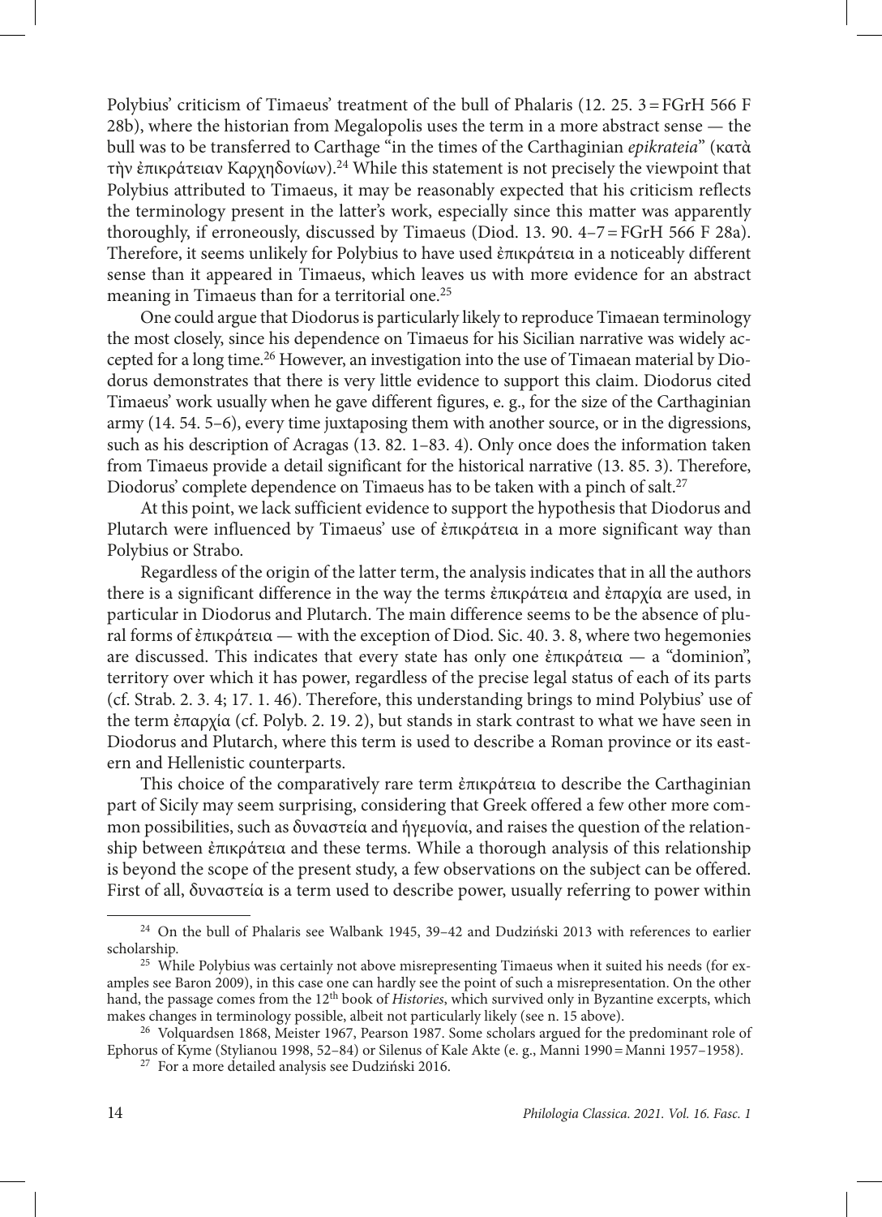Polybius' criticism of Timaeus' treatment of the bull of Phalaris (12. 25. 3 = FGrH 566 F 28b), where the historian from Megalopolis uses the term in a more abstract sense — the bull was to be transferred to Carthage "in the times of the Carthaginian *epikrateia*" (κατὰ τὴν ἐπικράτειαν Καρχηδονίων).[24] While this statement is not precisely the viewpoint that Polybius attributed to Timaeus, it may be reasonably expected that his criticism reflects the terminology present in the latter's work, especially since this matter was apparently thoroughly, if erroneously, discussed by Timaeus (Diod. 13. 90. 4–7 = FGrH 566 F 28a). Therefore, it seems unlikely for Polybius to have used ἐπικράτεια in a noticeably different sense than it appeared in Timaeus, which leaves us with more evidence for an abstract meaning in Timaeus than for a territorial one.[25]

One could argue that Diodorus is particularly likely to reproduce Timaean terminology the most closely, since his dependence on Timaeus for his Sicilian narrative was widely accepted for a long time.[26] However, an investigation into the use of Timaean material by Diodorus demonstrates that there is very little evidence to support this claim. Diodorus cited Timaeus' work usually when he gave different figures, e. g., for the size of the Carthaginian army (14. 54. 5–6), every time juxtaposing them with another source, or in the digressions, such as his description of Acragas (13. 82. 1–83. 4). Only once does the information taken from Timaeus provide a detail significant for the historical narrative (13. 85. 3). Therefore, Diodorus' complete dependence on Timaeus has to be taken with a pinch of salt.[27]

At this point, we lack sufficient evidence to support the hypothesis that Diodorus and Plutarch were influenced by Timaeus' use of ἐπικράτεια in a more significant way than Polybius or Strabo.

Regardless of the origin of the latter term, the analysis indicates that in all the authors there is a significant difference in the way the terms ἐπικράτεια and ἐπαρχία are used, in particular in Diodorus and Plutarch. The main difference seems to be the absence of plural forms of ἐπικράτεια — with the exception of Diod. Sic. 40. 3. 8, where two hegemonies are discussed. This indicates that every state has only one ἐπικράτεια — a "dominion", territory over which it has power, regardless of the precise legal status of each of its parts (cf. Strab. 2. 3. 4; 17. 1. 46). Therefore, this understanding brings to mind Polybius' use of the term ἐπαρχία (cf. Polyb. 2. 19. 2), but stands in stark contrast to what we have seen in Diodorus and Plutarch, where this term is used to describe a Roman province or its eastern and Hellenistic counterparts.

This choice of the comparatively rare term ἐπικράτεια to describe the Carthaginian part of Sicily may seem surprising, considering that Greek offered a few other more common possibilities, such as δυναστεία and ἡγεμονία, and raises the question of the relationship between ἐπικράτεια and these terms. While a thorough analysis of this relationship is beyond the scope of the present study, a few observations on the subject can be offered. First of all, δυναστεία is a term used to describe power, usually referring to power within

---

[24] On the bull of Phalaris see Walbank 1945, 39–42 and Dudziński 2013 with references to earlier scholarship.

[25] While Polybius was certainly not above misrepresenting Timaeus when it suited his needs (for examples see Baron 2009), in this case one can hardly see the point of such a misrepresentation. On the other hand, the passage comes from the 12th book of *Histories*, which survived only in Byzantine excerpts, which makes changes in terminology possible, albeit not particularly likely (see n. 15 above).

[26] Volquardsen 1868, Meister 1967, Pearson 1987. Some scholars argued for the predominant role of Ephorus of Kyme (Stylianou 1998, 52–84) or Silenus of Kale Akte (e. g., Manni 1990 = Manni 1957–1958).

[27] For a more detailed analysis see Dudziński 2016.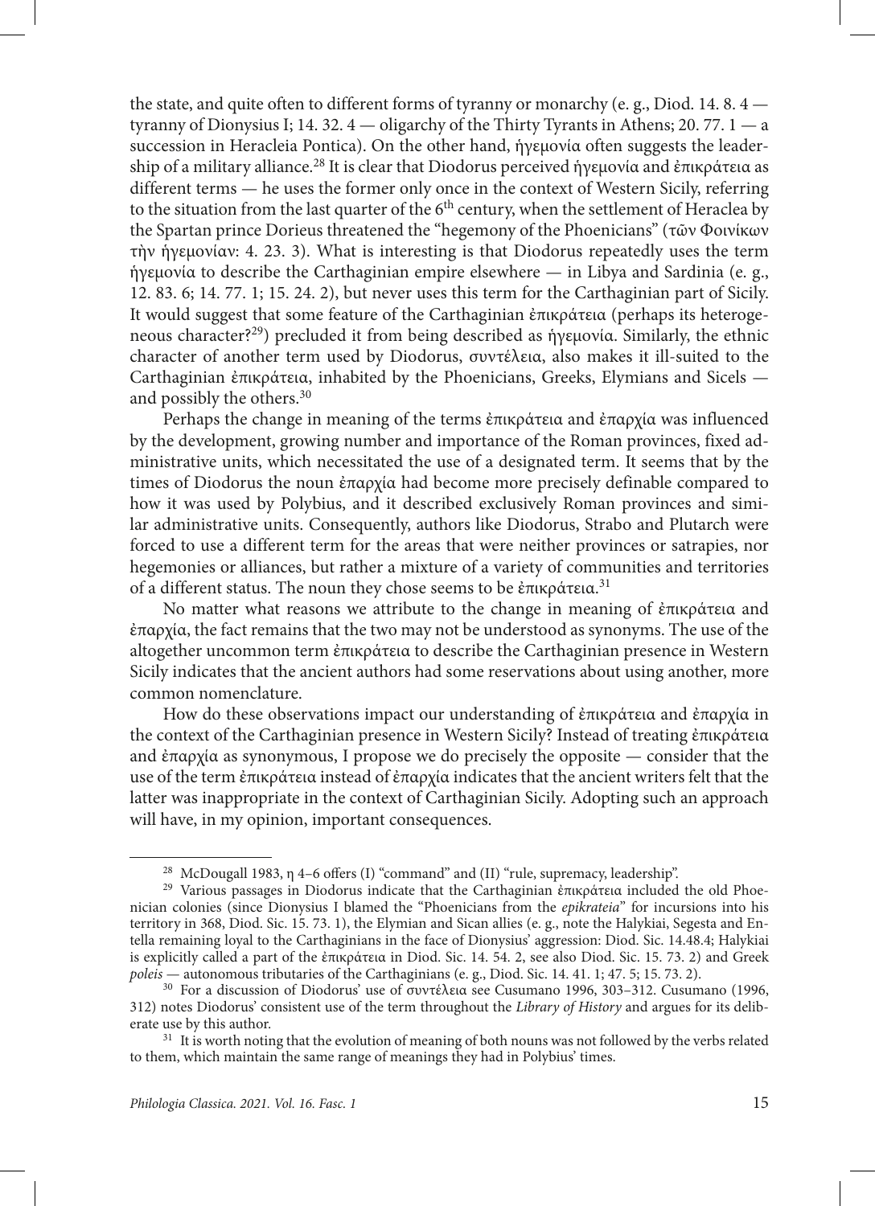the state, and quite often to different forms of tyranny or monarchy (e. g., Diod. 14. 8. 4 — tyranny of Dionysius I; 14. 32. 4 — oligarchy of the Thirty Tyrants in Athens; 20. 77. 1 — a succession in Heracleia Pontica). On the other hand, ἡγεμονία often suggests the leadership of a military alliance.[28] It is clear that Diodorus perceived ἡγεμονία and ἐπικράτεια as different terms — he uses the former only once in the context of Western Sicily, referring to the situation from the last quarter of the 6th century, when the settlement of Heraclea by the Spartan prince Dorieus threatened the "hegemony of the Phoenicians" (τῶν Φοινίκων τὴν ἡγεμονίαν: 4. 23. 3). What is interesting is that Diodorus repeatedly uses the term ἡγεμονία to describe the Carthaginian empire elsewhere — in Libya and Sardinia (e. g., 12. 83. 6; 14. 77. 1; 15. 24. 2), but never uses this term for the Carthaginian part of Sicily. It would suggest that some feature of the Carthaginian ἐπικράτεια (perhaps its heterogeneous character?[29]) precluded it from being described as ἡγεμονία. Similarly, the ethnic character of another term used by Diodorus, συντέλεια, also makes it ill-suited to the Carthaginian ἐπικράτεια, inhabited by the Phoenicians, Greeks, Elymians and Sicels — and possibly the others.[30]

Perhaps the change in meaning of the terms ἐπικράτεια and ἐπαρχία was influenced by the development, growing number and importance of the Roman provinces, fixed administrative units, which necessitated the use of a designated term. It seems that by the times of Diodorus the noun ἐπαρχία had become more precisely definable compared to how it was used by Polybius, and it described exclusively Roman provinces and similar administrative units. Consequently, authors like Diodorus, Strabo and Plutarch were forced to use a different term for the areas that were neither provinces or satrapies, nor hegemonies or alliances, but rather a mixture of a variety of communities and territories of a different status. The noun they chose seems to be ἐπικράτεια.[31]

No matter what reasons we attribute to the change in meaning of ἐπικράτεια and ἐπαρχία, the fact remains that the two may not be understood as synonyms. The use of the altogether uncommon term ἐπικράτεια to describe the Carthaginian presence in Western Sicily indicates that the ancient authors had some reservations about using another, more common nomenclature.

How do these observations impact our understanding of ἐπικράτεια and ἐπαρχία in the context of the Carthaginian presence in Western Sicily? Instead of treating ἐπικράτεια and ἐπαρχία as synonymous, I propose we do precisely the opposite — consider that the use of the term ἐπικράτεια instead of ἐπαρχία indicates that the ancient writers felt that the latter was inappropriate in the context of Carthaginian Sicily. Adopting such an approach will have, in my opinion, important consequences.

---

[28] McDougall 1983, η 4–6 offers (I) "command" and (II) "rule, supremacy, leadership".

[29] Various passages in Diodorus indicate that the Carthaginian ἐπικράτεια included the old Phoenician colonies (since Dionysius I blamed the "Phoenicians from the *epikrateia*" for incursions into his territory in 368, Diod. Sic. 15. 73. 1), the Elymian and Sican allies (e. g., note the Halykiai, Segesta and Entella remaining loyal to the Carthaginians in the face of Dionysius' aggression: Diod. Sic. 14.48.4; Halykiai is explicitly called a part of the ἐπικράτεια in Diod. Sic. 14. 54. 2, see also Diod. Sic. 15. 73. 2) and Greek *poleis* — autonomous tributaries of the Carthaginians (e. g., Diod. Sic. 14. 41. 1; 47. 5; 15. 73. 2).

[30] For a discussion of Diodorus' use of συντέλεια see Cusumano 1996, 303–312. Cusumano (1996, 312) notes Diodorus' consistent use of the term throughout the *Library of History* and argues for its deliberate use by this author.

[31] It is worth noting that the evolution of meaning of both nouns was not followed by the verbs related to them, which maintain the same range of meanings they had in Polybius' times.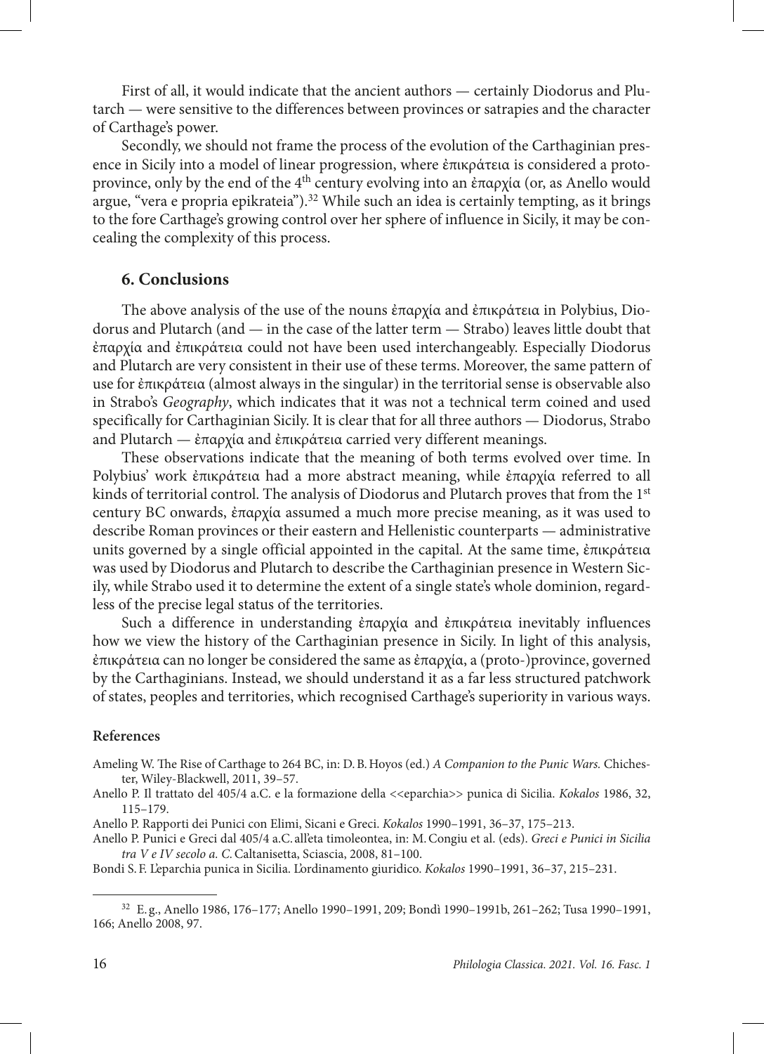First of all, it would indicate that the ancient authors — certainly Diodorus and Plutarch — were sensitive to the differences between provinces or satrapies and the character of Carthage's power.

Secondly, we should not frame the process of the evolution of the Carthaginian presence in Sicily into a model of linear progression, where ἐπικράτεια is considered a proto-province, only by the end of the 4th century evolving into an ἐπαρχία (or, as Anello would argue, "vera e propria epikrateia").[32] While such an idea is certainly tempting, as it brings to the fore Carthage's growing control over her sphere of influence in Sicily, it may be concealing the complexity of this process.

## 6. Conclusions

The above analysis of the use of the nouns ἐπαρχία and ἐπικράτεια in Polybius, Diodorus and Plutarch (and — in the case of the latter term — Strabo) leaves little doubt that ἐπαρχία and ἐπικράτεια could not have been used interchangeably. Especially Diodorus and Plutarch are very consistent in their use of these terms. Moreover, the same pattern of use for ἐπικράτεια (almost always in the singular) in the territorial sense is observable also in Strabo's *Geography*, which indicates that it was not a technical term coined and used specifically for Carthaginian Sicily. It is clear that for all three authors — Diodorus, Strabo and Plutarch — ἐπαρχία and ἐπικράτεια carried very different meanings.

These observations indicate that the meaning of both terms evolved over time. In Polybius' work ἐπικράτεια had a more abstract meaning, while ἐπαρχία referred to all kinds of territorial control. The analysis of Diodorus and Plutarch proves that from the 1st century BC onwards, ἐπαρχία assumed a much more precise meaning, as it was used to describe Roman provinces or their eastern and Hellenistic counterparts — administrative units governed by a single official appointed in the capital. At the same time, ἐπικράτεια was used by Diodorus and Plutarch to describe the Carthaginian presence in Western Sicily, while Strabo used it to determine the extent of a single state's whole dominion, regardless of the precise legal status of the territories.

Such a difference in understanding ἐπαρχία and ἐπικράτεια inevitably influences how we view the history of the Carthaginian presence in Sicily. In light of this analysis, ἐπικράτεια can no longer be considered the same as ἐπαρχία, a (proto-)province, governed by the Carthaginians. Instead, we should understand it as a far less structured patchwork of states, peoples and territories, which recognised Carthage's superiority in various ways.

### References

Ameling W. The Rise of Carthage to 264 BC, in: D. B. Hoyos (ed.) *A Companion to the Punic Wars.* Chichester, Wiley-Blackwell, 2011, 39–57.

Anello P. Il trattato del 405/4 a.C. e la formazione della <<eparchia>> punica di Sicilia. *Kokalos* 1986, 32, 115–179.

Anello P. Rapporti dei Punici con Elimi, Sicani e Greci. *Kokalos* 1990–1991, 36–37, 175–213.

Anello P. Punici e Greci dal 405/4 a.C. all'eta timoleontea, in: M. Congiu et al. (eds). *Greci e Punici in Sicilia tra V e IV secolo a. C.* Caltanisetta, Sciascia, 2008, 81–100.

Bondi S. F. L'eparchia punica in Sicilia. L'ordinamento giuridico. *Kokalos* 1990–1991, 36–37, 215–231.

---

[32] E. g., Anello 1986, 176–177; Anello 1990–1991, 209; Bondì 1990–1991b, 261–262; Tusa 1990–1991, 166; Anello 2008, 97.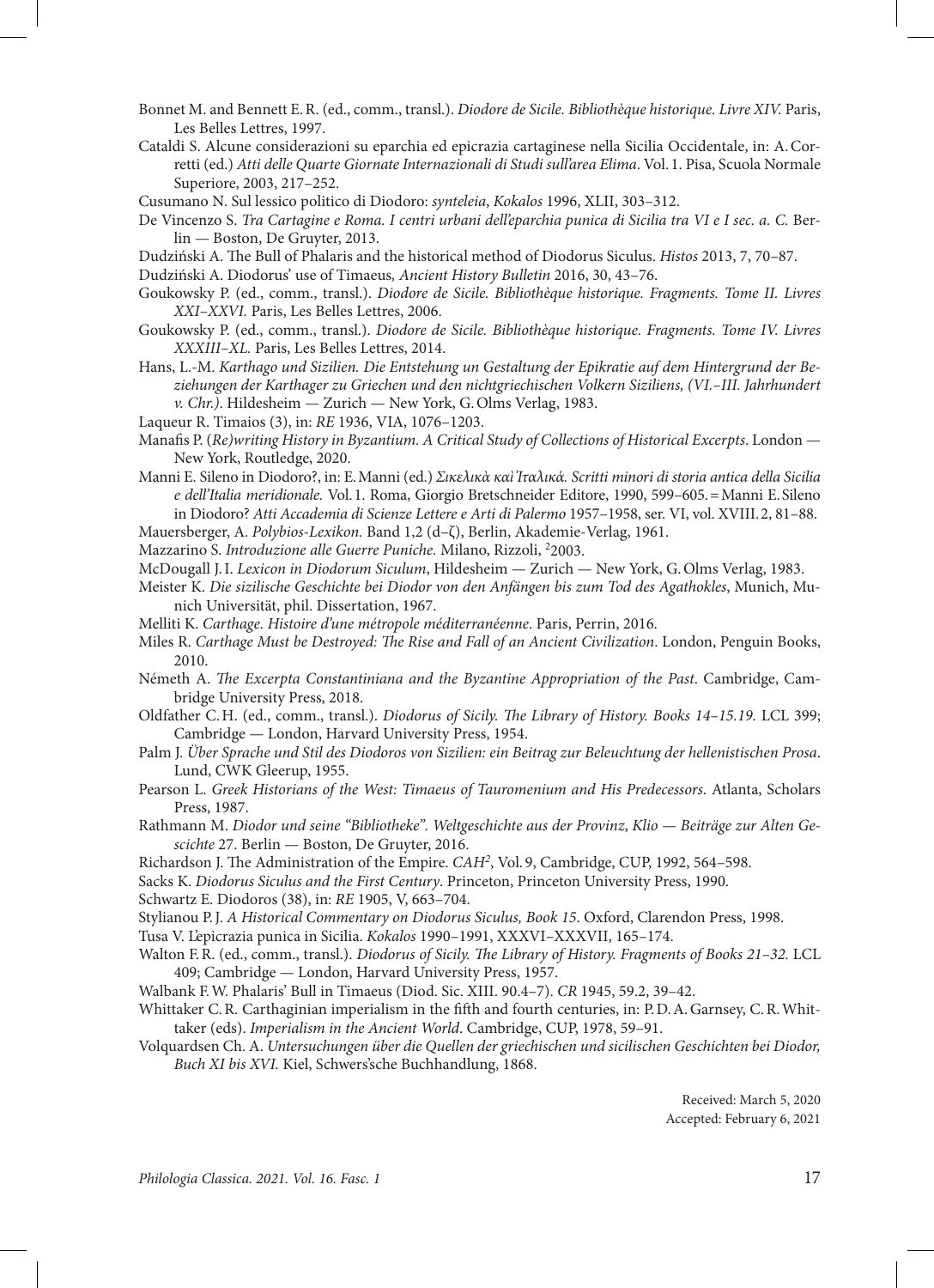Bonnet M. and Bennett E. R. (ed., comm., transl.). *Diodore de Sicile. Bibliothèque historique. Livre XIV.* Paris, Les Belles Lettres, 1997.

Cataldi S. Alcune considerazioni su eparchia ed epicrazia cartaginese nella Sicilia Occidentale, in: A. Corretti (ed.) *Atti delle Quarte Giornate Internazionali di Studi sull'area Elima*. Vol. 1. Pisa, Scuola Normale Superiore, 2003, 217–252.

Cusumano N. Sul lessico politico di Diodoro: *synteleia*, *Kokalos* 1996, XLII, 303–312.

De Vincenzo S. *Tra Cartagine e Roma. I centri urbani dell'eparchia punica di Sicilia tra VI e I sec. a. C.* Berlin — Boston, De Gruyter, 2013.

Dudziński A. The Bull of Phalaris and the historical method of Diodorus Siculus. *Histos* 2013, 7, 70–87.

Dudziński A. Diodorus' use of Timaeus*, Ancient History Bulletin* 2016, 30, 43–76.

Goukowsky P. (ed., comm., transl.). *Diodore de Sicile. Bibliothèque historique. Fragments. Tome II. Livres XXI–XXVI.* Paris, Les Belles Lettres, 2006.

Goukowsky P. (ed., comm., transl.). *Diodore de Sicile. Bibliothèque historique. Fragments. Tome IV. Livres XXXIII–XL.* Paris, Les Belles Lettres, 2014.

Hans, L.-M. *Karthago und Sizilien. Die Entstehung un Gestaltung der Epikratie auf dem Hintergrund der Beziehungen der Karthager zu Griechen und den nichtgriechischen Volkern Siziliens, (VI.–III. Jahrhundert v. Chr.).* Hildesheim — Zurich — New York, G. Olms Verlag, 1983.

Laqueur R. Timaios (3), in: *RE* 1936, VIA, 1076–1203.

Manafis P. (*Re)writing History in Byzantium. A Critical Study of Collections of Historical Excerpts*. London — New York, Routledge, 2020.

Manni E. Sileno in Diodoro?, in: E. Manni (ed.) *Σικελικὰ καὶ Ἰταλικά. Scritti minori di storia antica della Sicilia e dell'Italia meridionale.* Vol. 1. Roma, Giorgio Bretschneider Editore, 1990, 599–605. = Manni E. Sileno in Diodoro? *Atti Accademia di Scienze Lettere e Arti di Palermo* 1957–1958, ser. VI, vol. XVIII. 2, 81–88.

Mauersberger, A. *Polybios-Lexikon.* Band 1,2 (d–ζ), Berlin, Akademie-Verlag, 1961.

Mazzarino S. *Introduzione alle Guerre Puniche.* Milano, Rizzoli, [2]2003.

McDougall J. I. *Lexicon in Diodorum Siculum*, Hildesheim — Zurich — New York, G. Olms Verlag, 1983.

Meister K. *Die sizilische Geschichte bei Diodor von den Anfängen bis zum Tod des Agathokles*, Munich, Munich Universität, phil. Dissertation, 1967.

Melliti K. *Carthage. Histoire d'une métropole méditerranéenne*. Paris, Perrin, 2016.

Miles R. *Carthage Must be Destroyed: The Rise and Fall of an Ancient Civilization*. London, Penguin Books, 2010.

Németh A. *The Excerpta Constantiniana and the Byzantine Appropriation of the Past*. Cambridge, Cambridge University Press, 2018.

Oldfather C. H. (ed., comm., transl.). *Diodorus of Sicily. The Library of History. Books 14–15.19.* LCL 399; Cambridge — London, Harvard University Press, 1954.

Palm J. *Über Sprache und Stil des Diodoros von Sizilien: ein Beitrag zur Beleuchtung der hellenistischen Prosa*. Lund, CWK Gleerup, 1955.

Pearson L. *Greek Historians of the West: Timaeus of Tauromenium and His Predecessors*. Atlanta, Scholars Press, 1987.

Rathmann M. *Diodor und seine "Bibliotheke". Weltgeschichte aus der Provinz*, *Klio — Beiträge zur Alten Gescichte* 27. Berlin — Boston, De Gruyter, 2016.

Richardson J. The Administration of the Empire. *CAH*[2], Vol. 9, Cambridge, CUP, 1992, 564–598.

Sacks K. *Diodorus Siculus and the First Century*. Princeton, Princeton University Press, 1990.

Schwartz E. Diodoros (38), in: *RE* 1905, V, 663–704.

Stylianou P. J. *A Historical Commentary on Diodorus Siculus, Book 15*. Oxford, Clarendon Press, 1998.

Tusa V. L'epicrazia punica in Sicilia. *Kokalos* 1990–1991, XXXVI–XXXVII, 165–174.

Walton F. R. (ed., comm., transl.). *Diodorus of Sicily. The Library of History. Fragments of Books 21–32.* LCL 409; Cambridge — London, Harvard University Press, 1957.

Walbank F. W. Phalaris' Bull in Timaeus (Diod. Sic. XIII. 90.4–7). *CR* 1945, 59.2, 39–42.

Whittaker C. R. Carthaginian imperialism in the fifth and fourth centuries, in: P. D. A. Garnsey, C. R. Whittaker (eds). *Imperialism in the Ancient World*. Cambridge, CUP, 1978, 59–91.

Volquardsen Ch. A. *Untersuchungen über die Quellen der griechischen und sicilischen Geschichten bei Diodor, Buch XI bis XVI.* Kiel, Schwers'sche Buchhandlung, 1868.

Received: March 5, 2020
Accepted: February 6, 2021